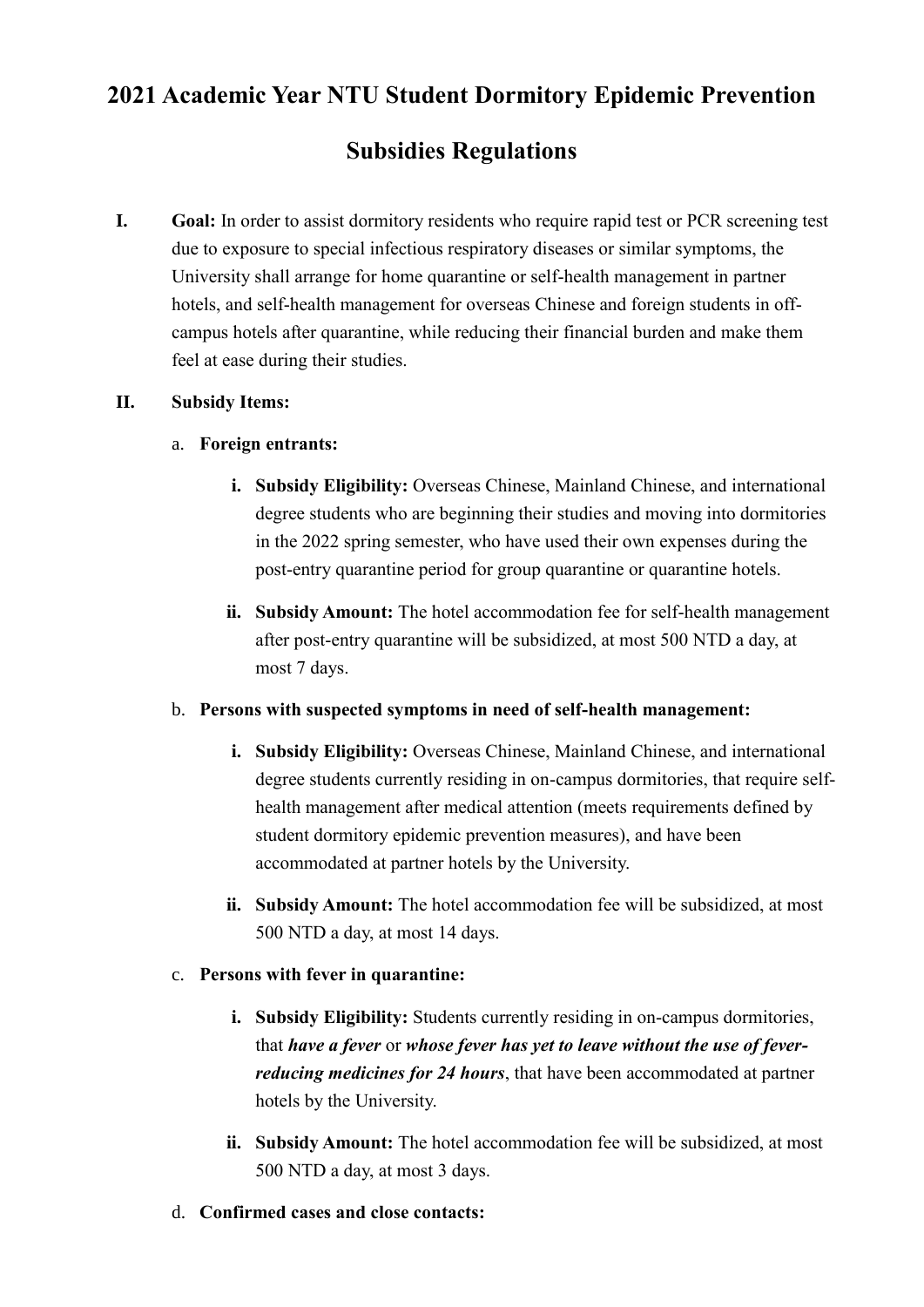# 2021 Academic Year NTU Student Dormitory Epidemic Prevention Subsidies Regulations

**I.** **Goal:** In order to assist dormitory residents who require rapid test or PCR screening test due to exposure to special infectious respiratory diseases or similar symptoms, the University shall arrange for home quarantine or self-health management in partner hotels, and self-health management for overseas Chinese and foreign students in off-campus hotels after quarantine, while reducing their financial burden and make them feel at ease during their studies.

**II.** **Subsidy Items:**

a. **Foreign entrants:**

   i. **Subsidy Eligibility:** Overseas Chinese, Mainland Chinese, and international degree students who are beginning their studies and moving into dormitories in the 2022 spring semester, who have used their own expenses during the post-entry quarantine period for group quarantine or quarantine hotels.

   ii. **Subsidy Amount:** The hotel accommodation fee for self-health management after post-entry quarantine will be subsidized, at most 500 NTD a day, at most 7 days.

b. **Persons with suspected symptoms in need of self-health management:**

   i. **Subsidy Eligibility:** Overseas Chinese, Mainland Chinese, and international degree students currently residing in on-campus dormitories, that require self-health management after medical attention (meets requirements defined by student dormitory epidemic prevention measures), and have been accommodated at partner hotels by the University.

   ii. **Subsidy Amount:** The hotel accommodation fee will be subsidized, at most 500 NTD a day, at most 14 days.

c. **Persons with fever in quarantine:**

   i. **Subsidy Eligibility:** Students currently residing in on-campus dormitories, that ***have a fever*** or ***whose fever has yet to leave without the use of fever-reducing medicines for 24 hours***, that have been accommodated at partner hotels by the University.

   ii. **Subsidy Amount:** The hotel accommodation fee will be subsidized, at most 500 NTD a day, at most 3 days.

d. **Confirmed cases and close contacts:**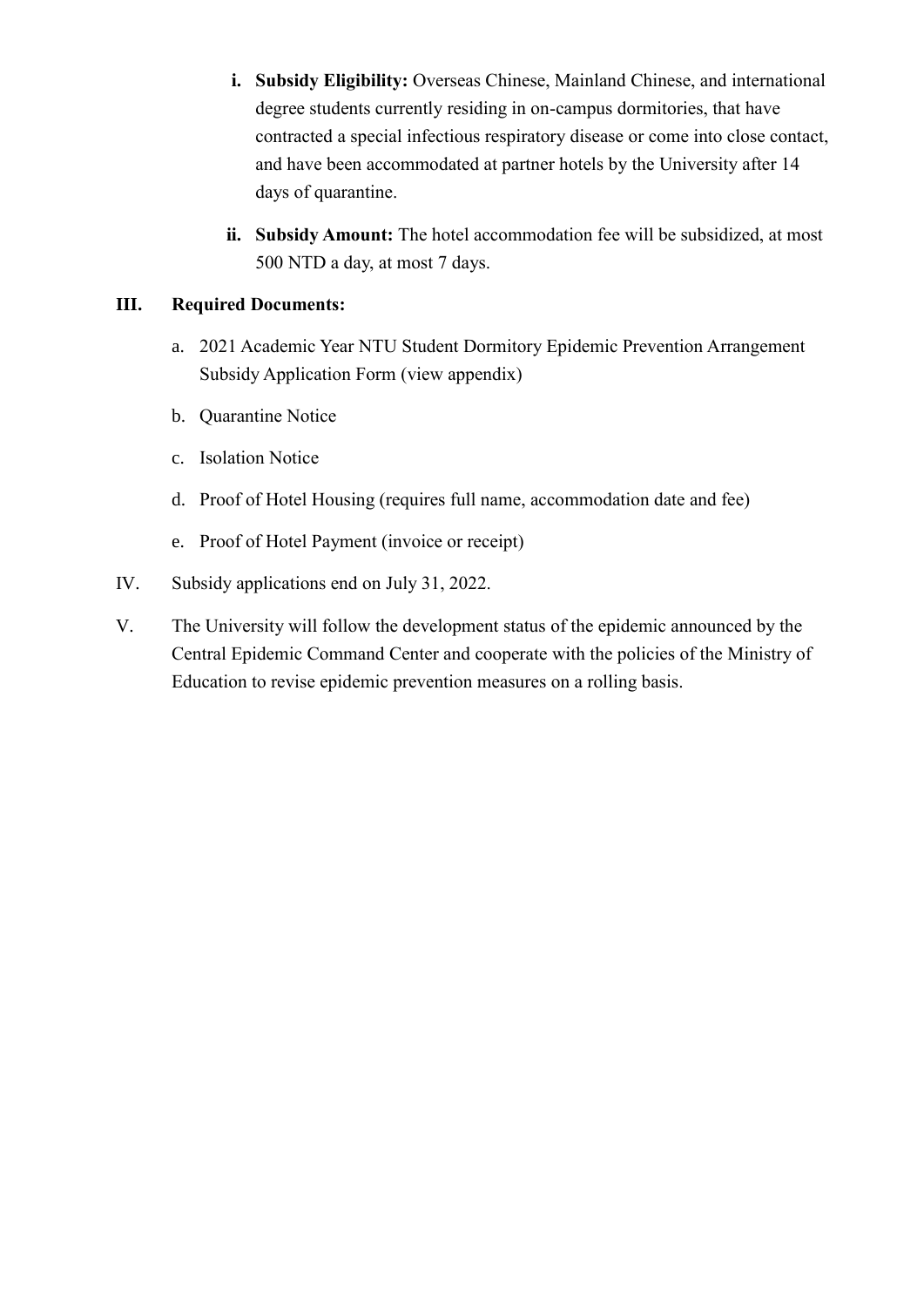i. **Subsidy Eligibility:** Overseas Chinese, Mainland Chinese, and international degree students currently residing in on-campus dormitories, that have contracted a special infectious respiratory disease or come into close contact, and have been accommodated at partner hotels by the University after 14 days of quarantine.

ii. **Subsidy Amount:** The hotel accommodation fee will be subsidized, at most 500 NTD a day, at most 7 days.

**III. Required Documents:**

a. 2021 Academic Year NTU Student Dormitory Epidemic Prevention Arrangement Subsidy Application Form (view appendix)

b. Quarantine Notice

c. Isolation Notice

d. Proof of Hotel Housing (requires full name, accommodation date and fee)

e. Proof of Hotel Payment (invoice or receipt)

IV. Subsidy applications end on July 31, 2022.

V. The University will follow the development status of the epidemic announced by the Central Epidemic Command Center and cooperate with the policies of the Ministry of Education to revise epidemic prevention measures on a rolling basis.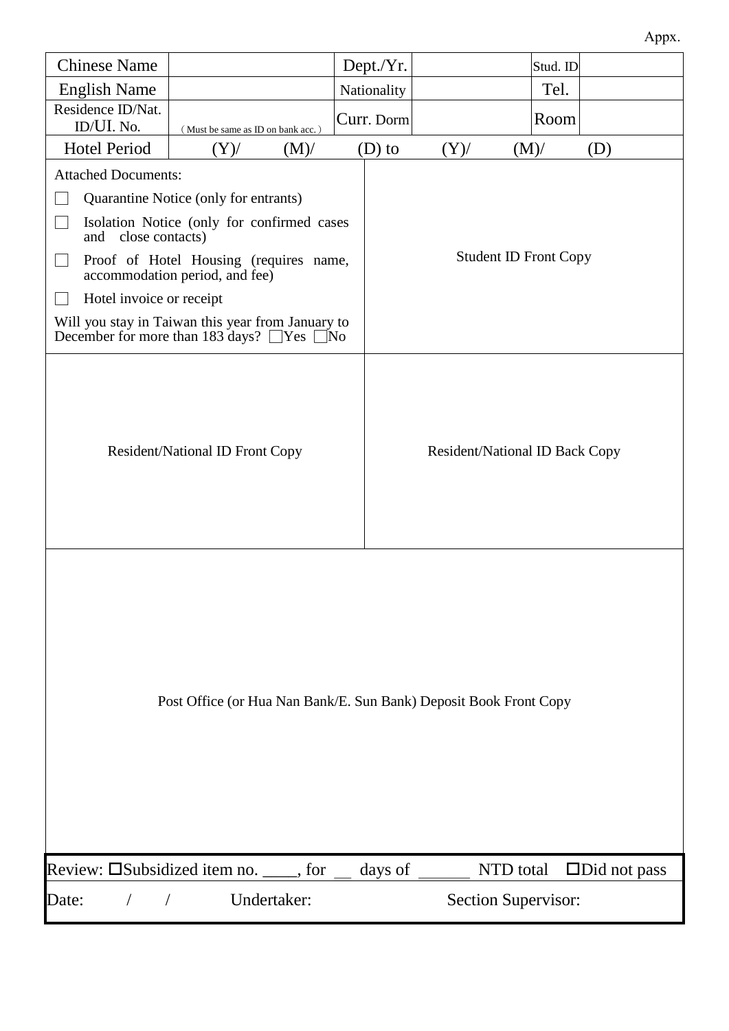Appx.

| | | | | | |
|---|---|---|---|---|---|
| Chinese Name | | Dept./Yr. | | Stud. ID | |
| English Name | | Nationality | | Tel. | |
| Residence ID/Nat. ID/UI. No. | (Must be same as ID on bank acc.) | Curr. Dorm | | Room | |
| Hotel Period | (Y)/ (M)/ | (D) to | (Y)/ (M)/ (D) | | |

Attached Documents:

- ☐ Quarantine Notice (only for entrants)
- ☐ Isolation Notice (only for confirmed cases and close contacts)
- ☐ Proof of Hotel Housing (requires name, accommodation period, and fee)
- ☐ Hotel invoice or receipt

Will you stay in Taiwan this year from January to December for more than 183 days? ☐Yes ☐No

Student ID Front Copy

Resident/National ID Front Copy

Resident/National ID Back Copy

Post Office (or Hua Nan Bank/E. Sun Bank) Deposit Book Front Copy

Review: ☐Subsidized item no. ____, for __ days of ______ NTD total ☐Did not pass

Date: / / Undertaker: Section Supervisor: